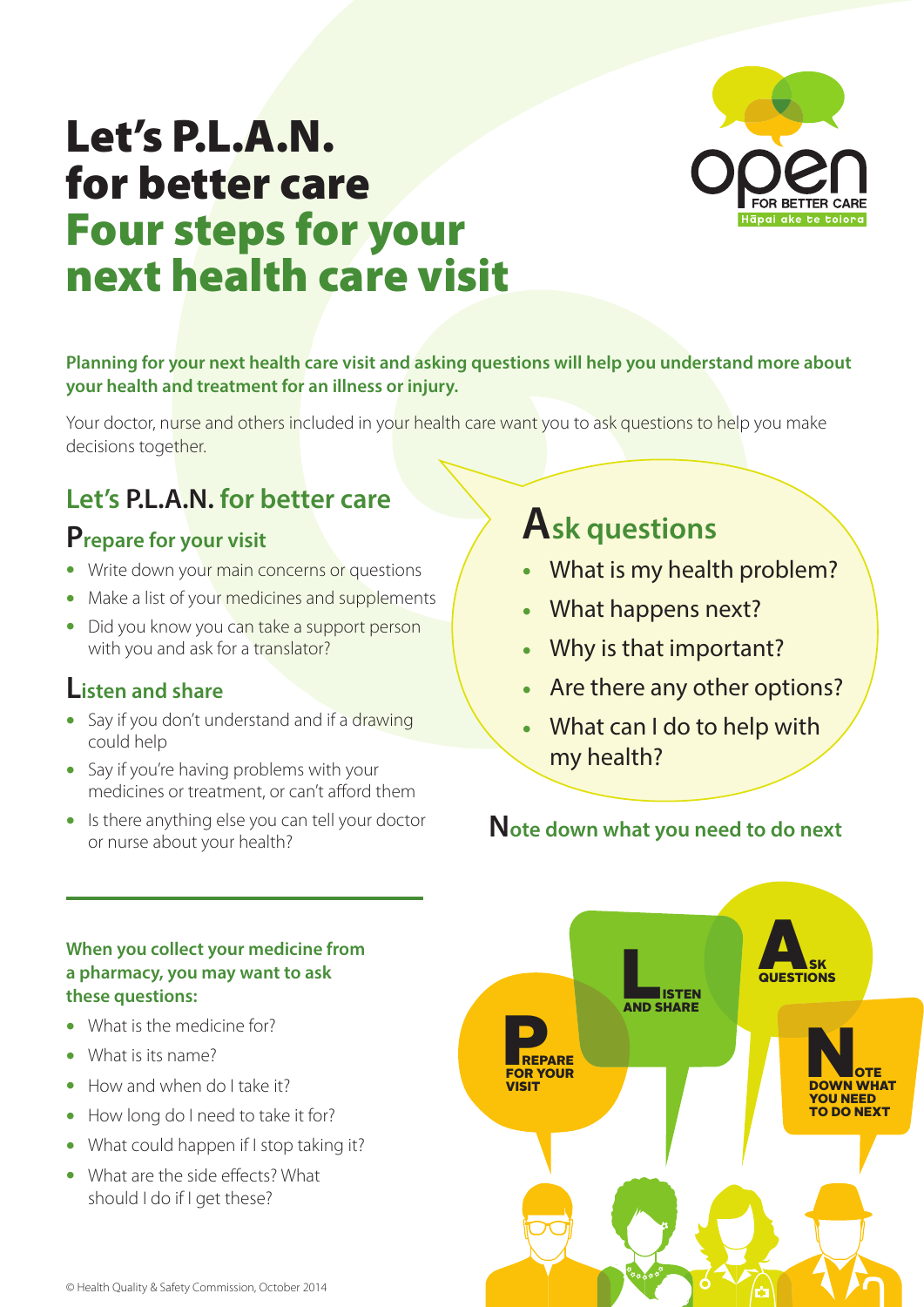# Let's P.L.A.N. for better care
# Four steps for your next health care visit

open FOR BETTER CARE
Hāpai ake te tiaora

**Planning for your next health care visit and asking questions will help you understand more about your health and treatment for an illness or injury.**

Your doctor, nurse and others included in your health care want you to ask questions to help you make decisions together.

## Let's P.L.A.N. for better care

### Prepare for your visit

- Write down your main concerns or questions
- Make a list of your medicines and supplements
- Did you know you can take a support person with you and ask for a translator?

### Listen and share

- Say if you don't understand and if a drawing could help
- Say if you're having problems with your medicines or treatment, or can't afford them
- Is there anything else you can tell your doctor or nurse about your health?

### Ask questions

- What is my health problem?
- What happens next?
- Why is that important?
- Are there any other options?
- What can I do to help with my health?

### Note down what you need to do next

**When you collect your medicine from a pharmacy, you may want to ask these questions:**

- What is the medicine for?
- What is its name?
- How and when do I take it?
- How long do I need to take it for?
- What could happen if I stop taking it?
- What are the side effects? What should I do if I get these?

PREPARE FOR YOUR VISIT
LISTEN AND SHARE
ASK QUESTIONS
NOTE DOWN WHAT YOU NEED TO DO NEXT

© Health Quality & Safety Commission, October 2014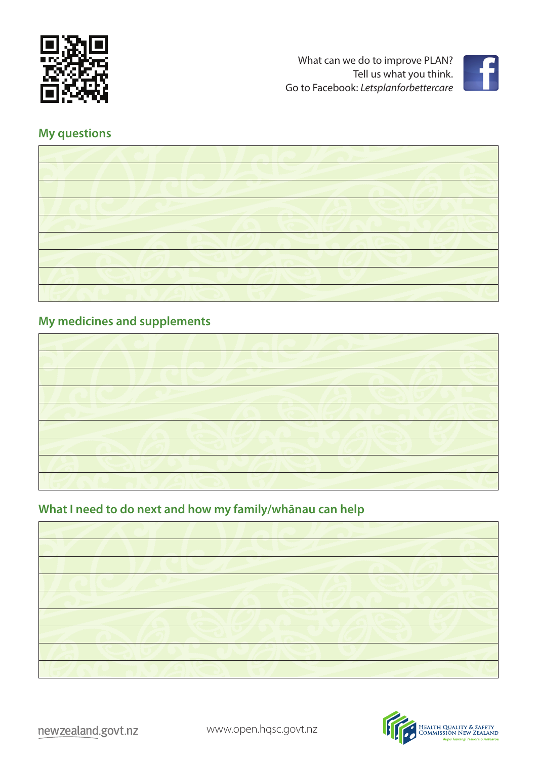What can we do to improve PLAN?
Tell us what you think.
Go to Facebook: *Letsplanforbettercare*

## My questions

| |
|---|
| |
| |
| |
| |
| |
| |
| |
| |

## My medicines and supplements

| |
|---|
| |
| |
| |
| |
| |
| |
| |
| |

## What I need to do next and how my family/whānau can help

| |
|---|
| |
| |
| |
| |
| |
| |
| |
| |

newzealand.govt.nz

www.open.hqsc.govt.nz

Health Quality & Safety Commission New Zealand
Kupu Taurangi Hauora o Aotearoa